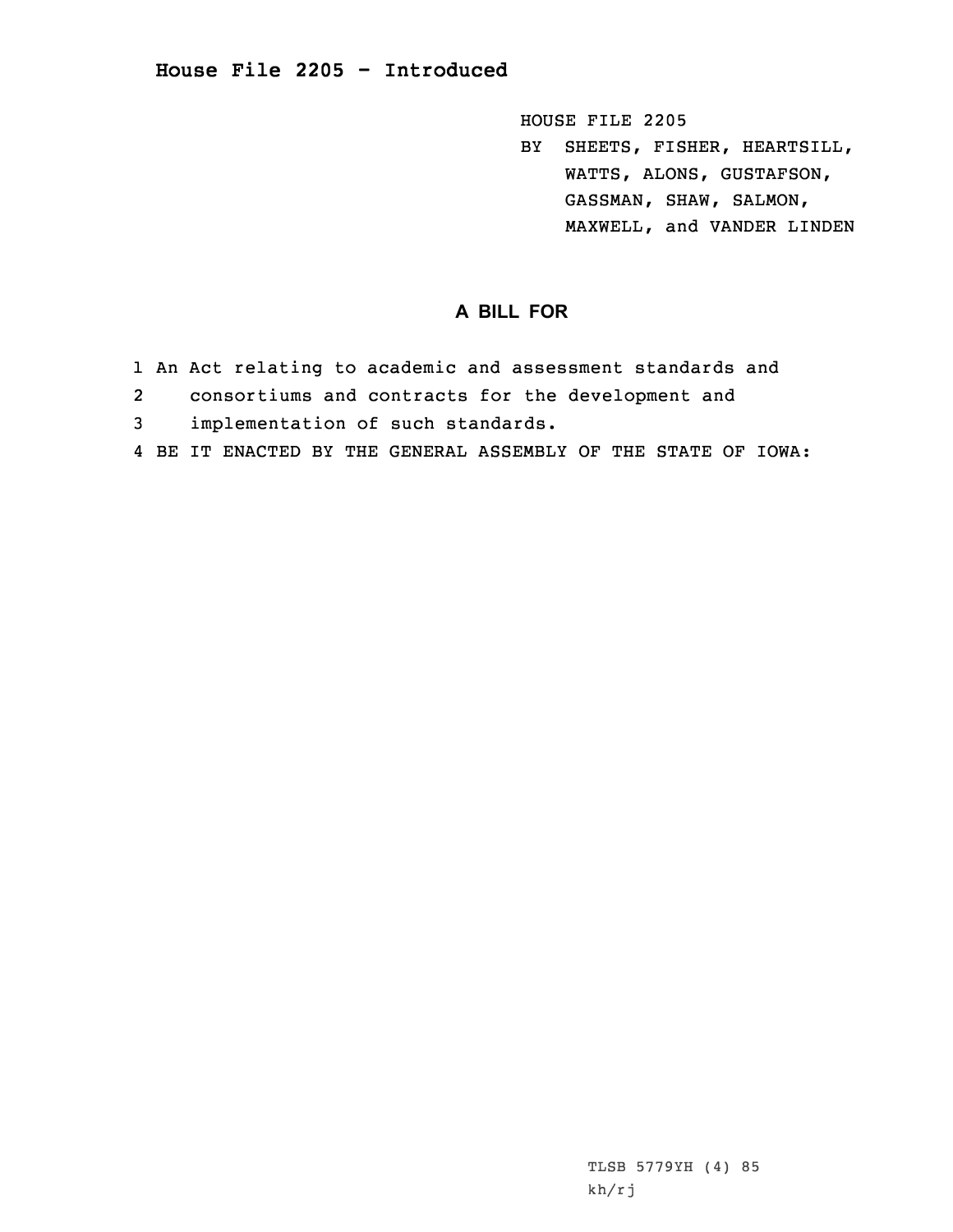# House File 2205 - Introduced

HOUSE FILE 2205
BY SHEETS, FISHER, HEARTSILL, WATTS, ALONS, GUSTAFSON, GASSMAN, SHAW, SALMON, MAXWELL, and VANDER LINDEN

## A BILL FOR

1 An Act relating to academic and assessment standards and
2 consortiums and contracts for the development and
3 implementation of such standards.
4 BE IT ENACTED BY THE GENERAL ASSEMBLY OF THE STATE OF IOWA:

TLSB 5779YH (4) 85
kh/rj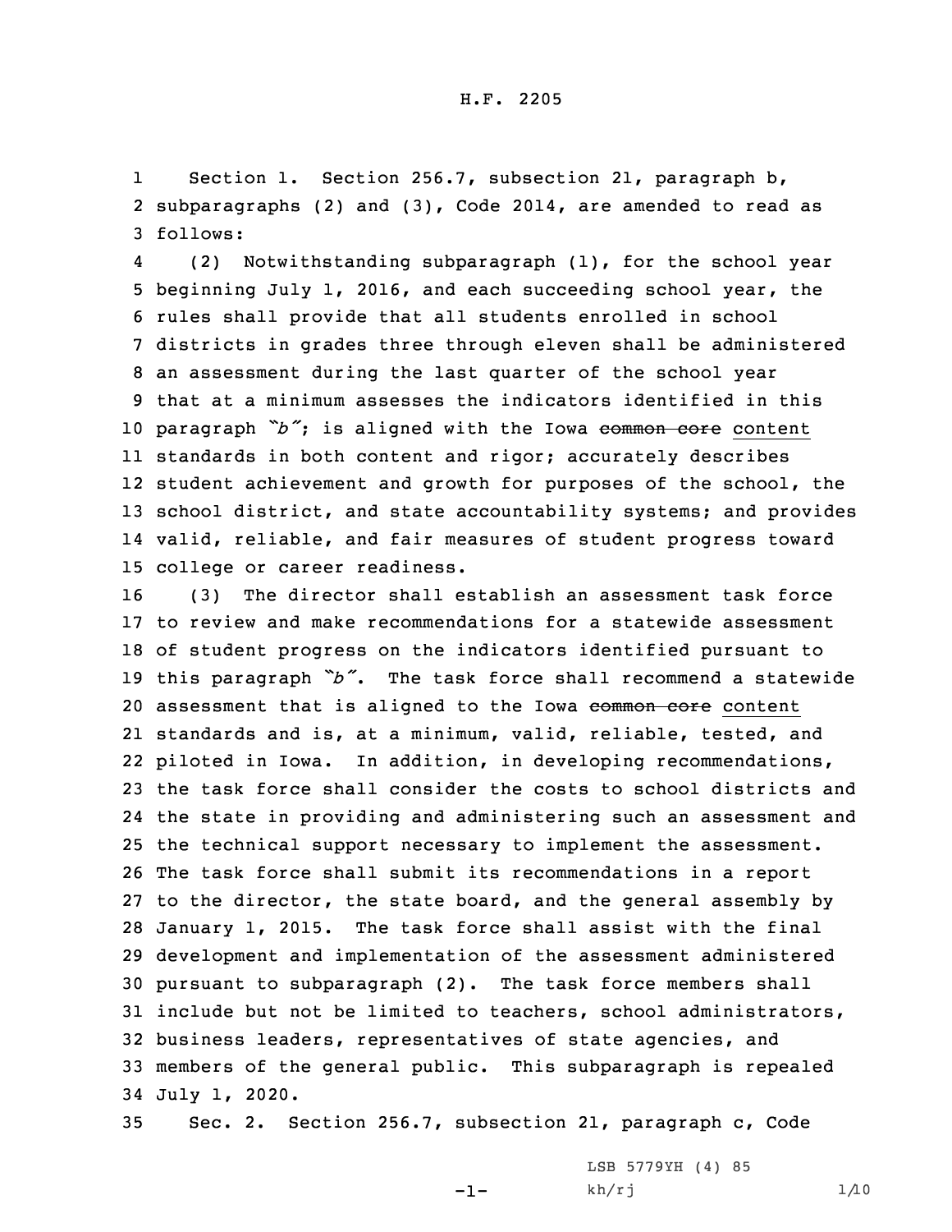H.F. 2205

Section 1. Section 256.7, subsection 21, paragraph b, subparagraphs (2) and (3), Code 2014, are amended to read as follows:

(2) Notwithstanding subparagraph (1), for the school year beginning July 1, 2016, and each succeeding school year, the rules shall provide that all students enrolled in school districts in grades three through eleven shall be administered an assessment during the last quarter of the school year that at a minimum assesses the indicators identified in this paragraph *"b"*; is aligned with the Iowa ~~common core~~ content standards in both content and rigor; accurately describes student achievement and growth for purposes of the school, the school district, and state accountability systems; and provides valid, reliable, and fair measures of student progress toward college or career readiness.

(3) The director shall establish an assessment task force to review and make recommendations for a statewide assessment of student progress on the indicators identified pursuant to this paragraph *"b"*. The task force shall recommend a statewide assessment that is aligned to the Iowa ~~common core~~ content standards and is, at a minimum, valid, reliable, tested, and piloted in Iowa. In addition, in developing recommendations, the task force shall consider the costs to school districts and the state in providing and administering such an assessment and the technical support necessary to implement the assessment. The task force shall submit its recommendations in a report to the director, the state board, and the general assembly by January 1, 2015. The task force shall assist with the final development and implementation of the assessment administered pursuant to subparagraph (2). The task force members shall include but not be limited to teachers, school administrators, business leaders, representatives of state agencies, and members of the general public. This subparagraph is repealed July 1, 2020.

Sec. 2. Section 256.7, subsection 21, paragraph c, Code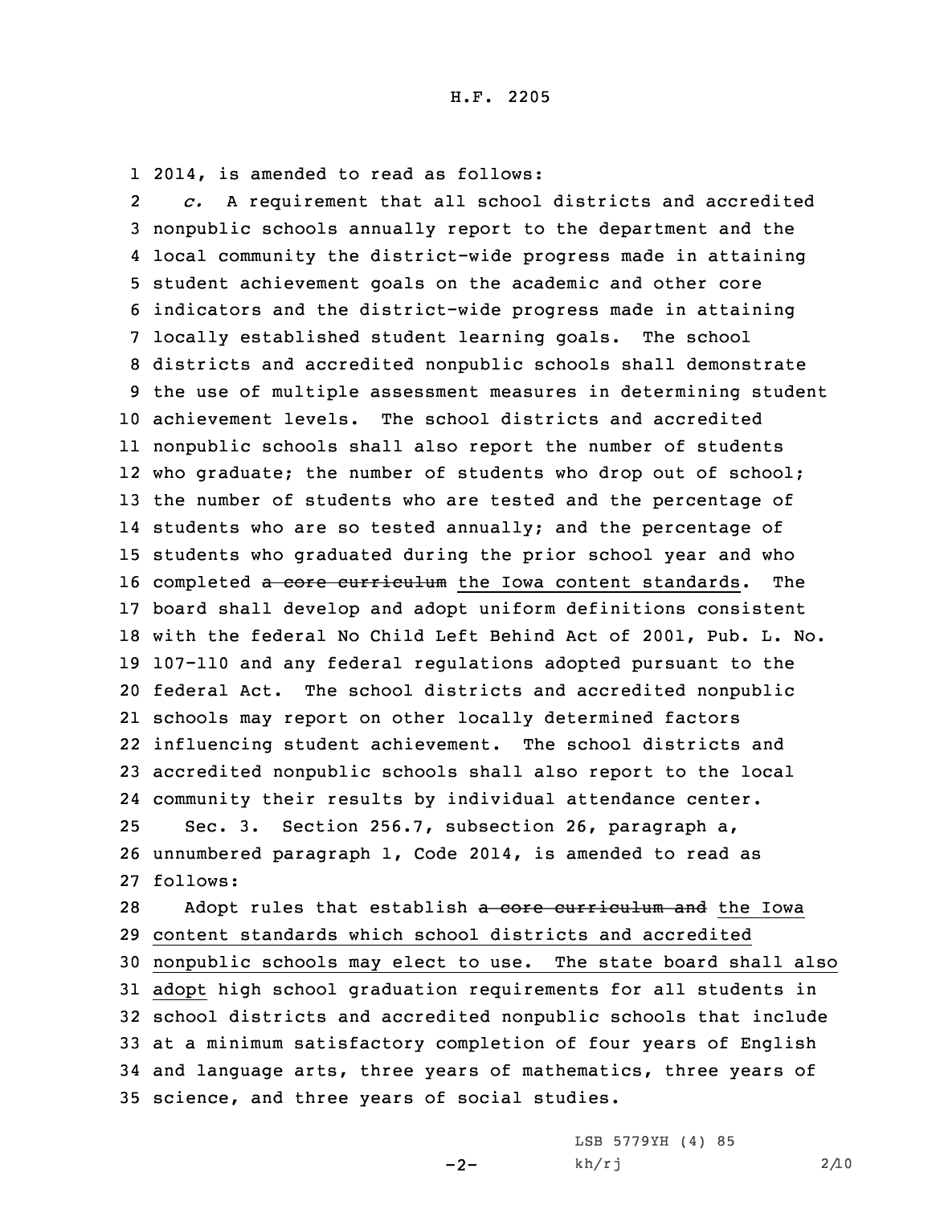2014, is amended to read as follows:

*c.* A requirement that all school districts and accredited nonpublic schools annually report to the department and the local community the district-wide progress made in attaining student achievement goals on the academic and other core indicators and the district-wide progress made in attaining locally established student learning goals. The school districts and accredited nonpublic schools shall demonstrate the use of multiple assessment measures in determining student achievement levels. The school districts and accredited nonpublic schools shall also report the number of students who graduate; the number of students who drop out of school; the number of students who are tested and the percentage of students who are so tested annually; and the percentage of students who graduated during the prior school year and who completed ~~a core curriculum~~ the Iowa content standards. The board shall develop and adopt uniform definitions consistent with the federal No Child Left Behind Act of 2001, Pub. L. No. 107-110 and any federal regulations adopted pursuant to the federal Act. The school districts and accredited nonpublic schools may report on other locally determined factors influencing student achievement. The school districts and accredited nonpublic schools shall also report to the local community their results by individual attendance center.

Sec. 3. Section 256.7, subsection 26, paragraph a, unnumbered paragraph 1, Code 2014, is amended to read as follows:

Adopt rules that establish ~~a core curriculum and~~ the Iowa content standards which school districts and accredited nonpublic schools may elect to use. The state board shall also adopt high school graduation requirements for all students in school districts and accredited nonpublic schools that include at a minimum satisfactory completion of four years of English and language arts, three years of mathematics, three years of science, and three years of social studies.

LSB 5779YH (4) 85
kh/rj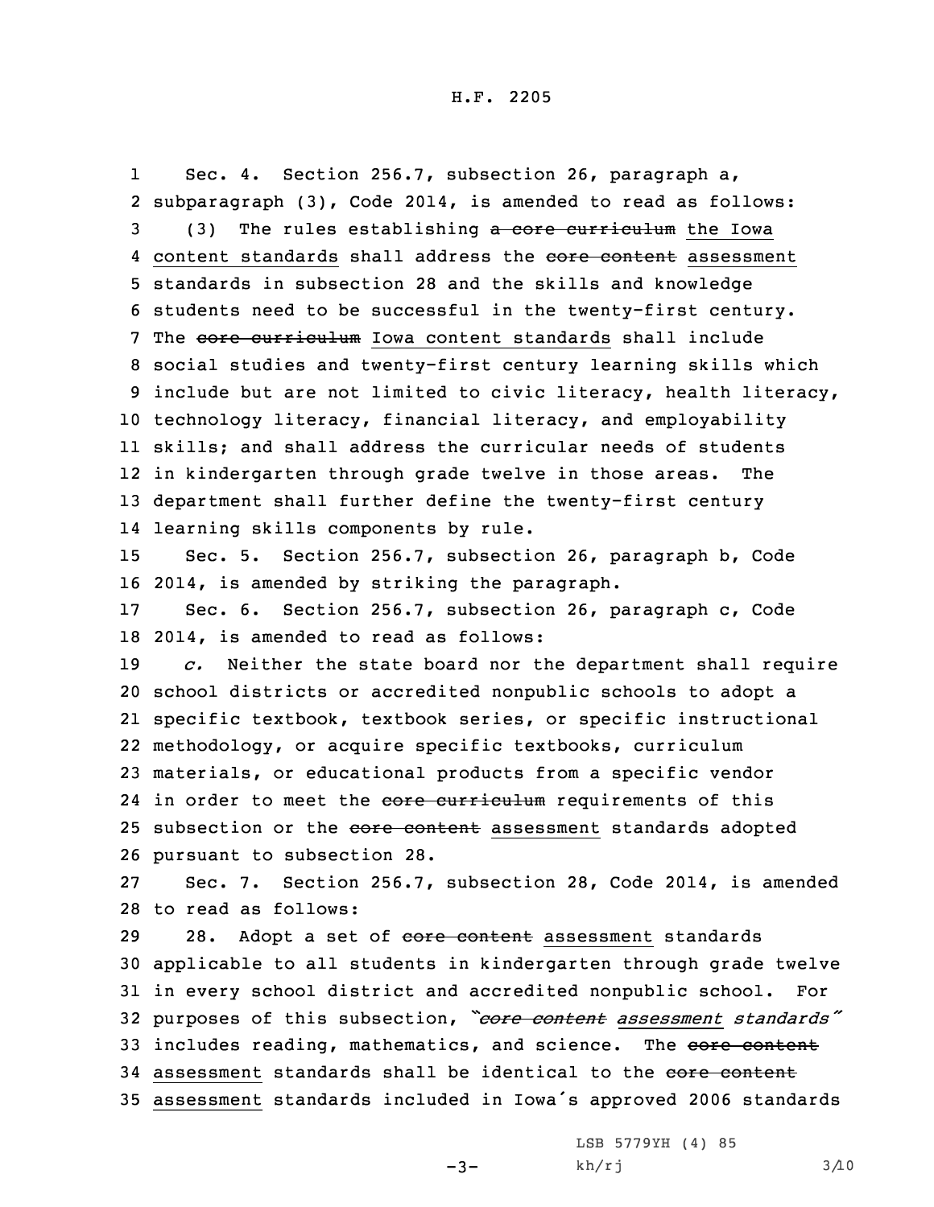Sec. 4. Section 256.7, subsection 26, paragraph a, subparagraph (3), Code 2014, is amended to read as follows:

(3) The rules establishing ~~a core curriculum~~ the Iowa content standards shall address the ~~core content~~ assessment standards in subsection 28 and the skills and knowledge students need to be successful in the twenty-first century. The ~~core curriculum~~ Iowa content standards shall include social studies and twenty-first century learning skills which include but are not limited to civic literacy, health literacy, technology literacy, financial literacy, and employability skills; and shall address the curricular needs of students in kindergarten through grade twelve in those areas. The department shall further define the twenty-first century learning skills components by rule.

Sec. 5. Section 256.7, subsection 26, paragraph b, Code 2014, is amended by striking the paragraph.

Sec. 6. Section 256.7, subsection 26, paragraph c, Code 2014, is amended to read as follows:

*c.* Neither the state board nor the department shall require school districts or accredited nonpublic schools to adopt a specific textbook, textbook series, or specific instructional methodology, or acquire specific textbooks, curriculum materials, or educational products from a specific vendor in order to meet the ~~core curriculum~~ requirements of this subsection or the ~~core content~~ assessment standards adopted pursuant to subsection 28.

Sec. 7. Section 256.7, subsection 28, Code 2014, is amended to read as follows:

28. Adopt a set of ~~core content~~ assessment standards applicable to all students in kindergarten through grade twelve in every school district and accredited nonpublic school. For purposes of this subsection, *"~~core content~~ assessment standards"* includes reading, mathematics, and science. The ~~core content~~ assessment standards shall be identical to the ~~core content~~ assessment standards included in Iowa's approved 2006 standards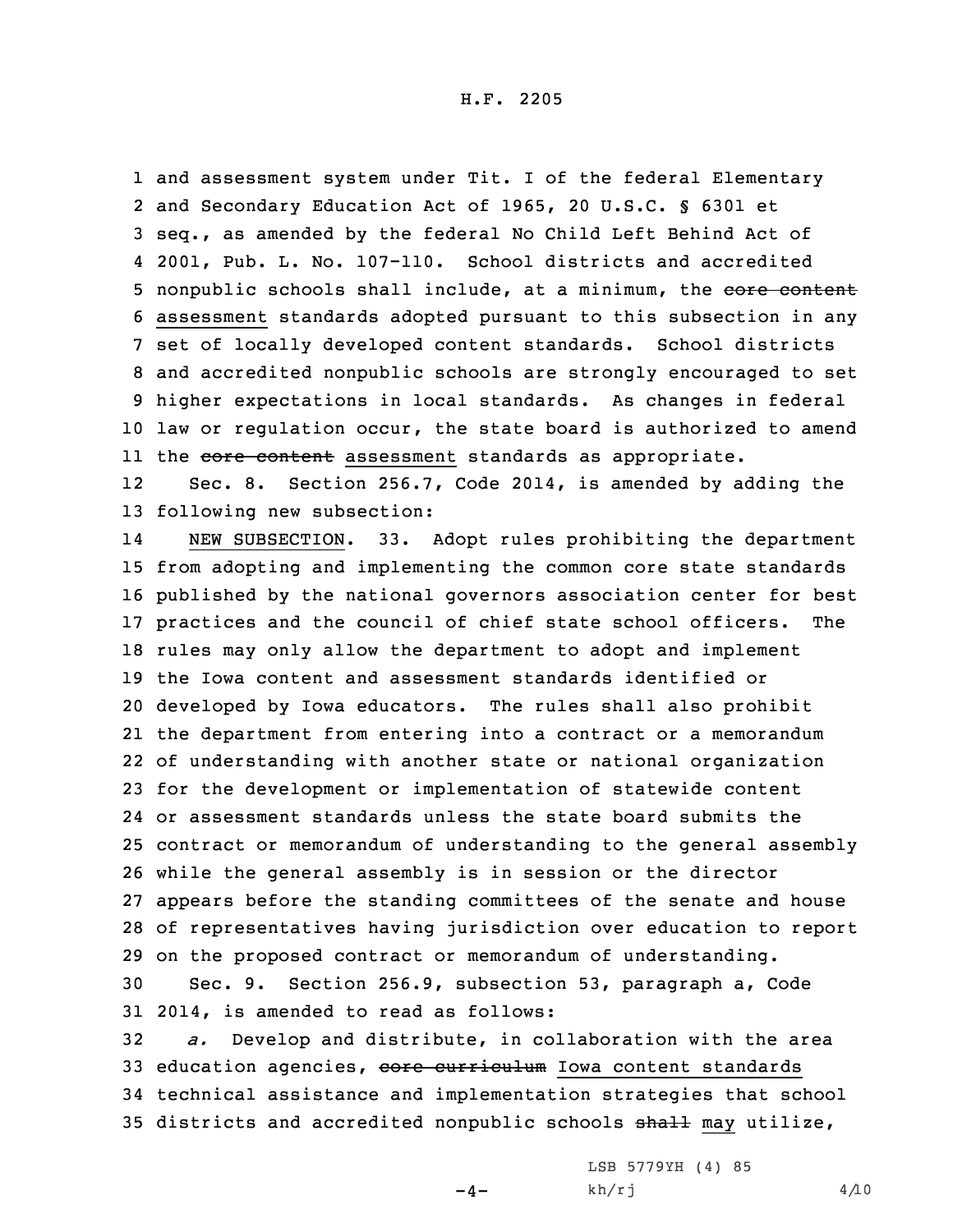and assessment system under Tit. I of the federal Elementary and Secondary Education Act of 1965, 20 U.S.C. § 6301 et seq., as amended by the federal No Child Left Behind Act of 2001, Pub. L. No. 107-110. School districts and accredited nonpublic schools shall include, at a minimum, the ~~core content~~ assessment standards adopted pursuant to this subsection in any set of locally developed content standards. School districts and accredited nonpublic schools are strongly encouraged to set higher expectations in local standards. As changes in federal law or regulation occur, the state board is authorized to amend the ~~core content~~ assessment standards as appropriate.

Sec. 8. Section 256.7, Code 2014, is amended by adding the following new subsection:

NEW SUBSECTION. 33. Adopt rules prohibiting the department from adopting and implementing the common core state standards published by the national governors association center for best practices and the council of chief state school officers. The rules may only allow the department to adopt and implement the Iowa content and assessment standards identified or developed by Iowa educators. The rules shall also prohibit the department from entering into a contract or a memorandum of understanding with another state or national organization for the development or implementation of statewide content or assessment standards unless the state board submits the contract or memorandum of understanding to the general assembly while the general assembly is in session or the director appears before the standing committees of the senate and house of representatives having jurisdiction over education to report on the proposed contract or memorandum of understanding.

Sec. 9. Section 256.9, subsection 53, paragraph a, Code 2014, is amended to read as follows:

*a.* Develop and distribute, in collaboration with the area education agencies, ~~core curriculum~~ Iowa content standards technical assistance and implementation strategies that school districts and accredited nonpublic schools ~~shall~~ may utilize,

LSB 5779YH (4) 85
kh/rj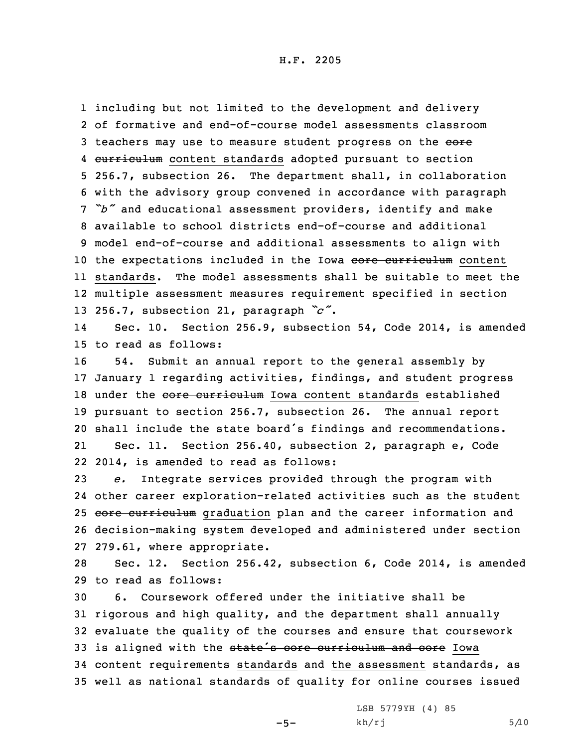including but not limited to the development and delivery of formative and end-of-course model assessments classroom teachers may use to measure student progress on the ~~core curriculum~~ content standards adopted pursuant to section 256.7, subsection 26. The department shall, in collaboration with the advisory group convened in accordance with paragraph *"b"* and educational assessment providers, identify and make available to school districts end-of-course and additional model end-of-course and additional assessments to align with the expectations included in the Iowa ~~core curriculum~~ content standards. The model assessments shall be suitable to meet the multiple assessment measures requirement specified in section 256.7, subsection 21, paragraph *"c"*.

Sec. 10. Section 256.9, subsection 54, Code 2014, is amended to read as follows:

54. Submit an annual report to the general assembly by January 1 regarding activities, findings, and student progress under the ~~core curriculum~~ Iowa content standards established pursuant to section 256.7, subsection 26. The annual report shall include the state board's findings and recommendations.

Sec. 11. Section 256.40, subsection 2, paragraph e, Code 2014, is amended to read as follows:

*e.* Integrate services provided through the program with other career exploration-related activities such as the student ~~core curriculum~~ graduation plan and the career information and decision-making system developed and administered under section 279.61, where appropriate.

Sec. 12. Section 256.42, subsection 6, Code 2014, is amended to read as follows:

6. Coursework offered under the initiative shall be rigorous and high quality, and the department shall annually evaluate the quality of the courses and ensure that coursework is aligned with the ~~state's core curriculum and core~~ Iowa content ~~requirements~~ standards and the assessment standards, as well as national standards of quality for online courses issued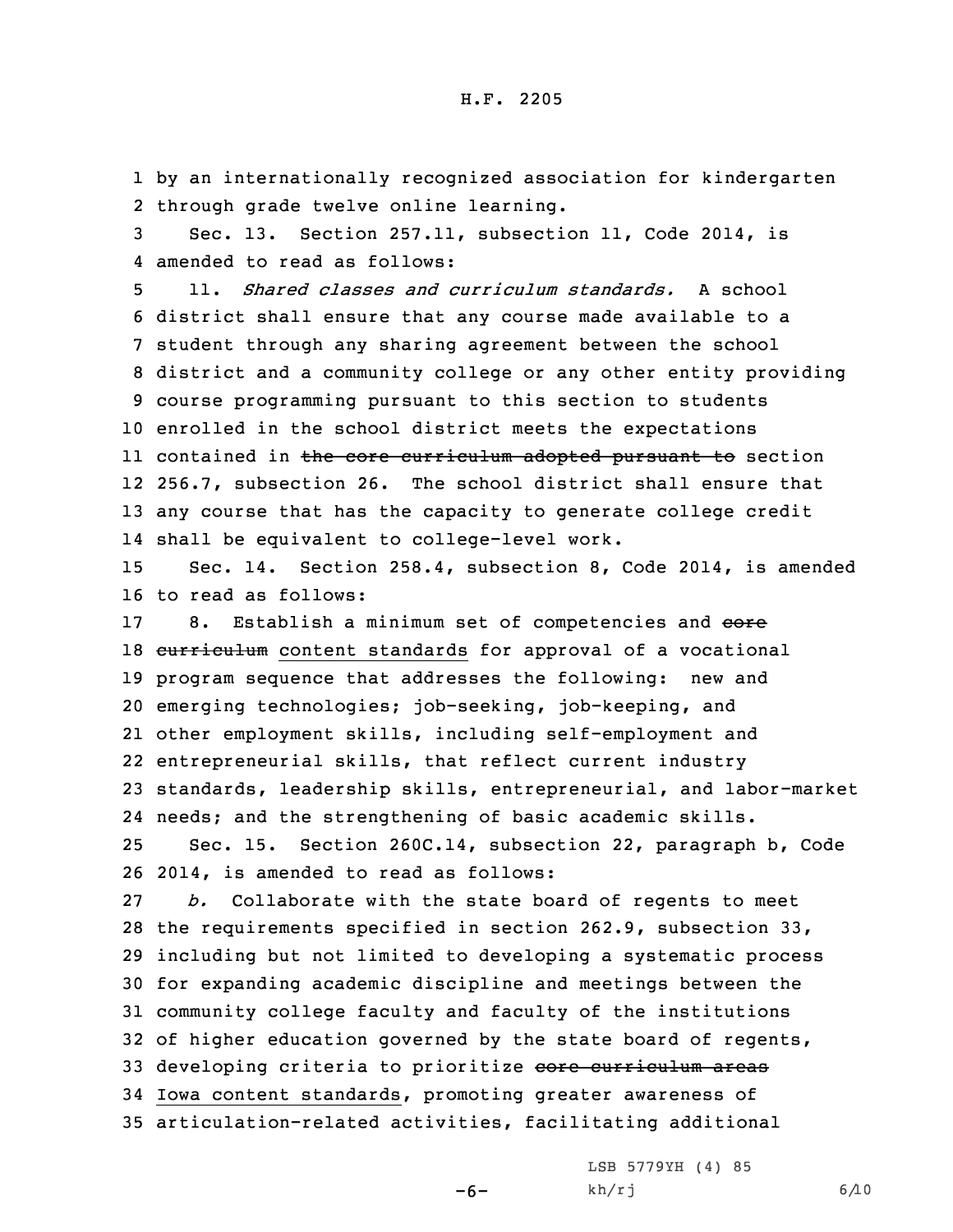by an internationally recognized association for kindergarten through grade twelve online learning.

Sec. 13. Section 257.11, subsection 11, Code 2014, is amended to read as follows:

11. *Shared classes and curriculum standards.* A school district shall ensure that any course made available to a student through any sharing agreement between the school district and a community college or any other entity providing course programming pursuant to this section to students enrolled in the school district meets the expectations contained in ~~the core curriculum adopted pursuant to~~ section 256.7, subsection 26. The school district shall ensure that any course that has the capacity to generate college credit shall be equivalent to college-level work.

Sec. 14. Section 258.4, subsection 8, Code 2014, is amended to read as follows:

8. Establish a minimum set of competencies and ~~core curriculum~~ content standards for approval of a vocational program sequence that addresses the following: new and emerging technologies; job-seeking, job-keeping, and other employment skills, including self-employment and entrepreneurial skills, that reflect current industry standards, leadership skills, entrepreneurial, and labor-market needs; and the strengthening of basic academic skills.

Sec. 15. Section 260C.14, subsection 22, paragraph b, Code 2014, is amended to read as follows:

*b.* Collaborate with the state board of regents to meet the requirements specified in section 262.9, subsection 33, including but not limited to developing a systematic process for expanding academic discipline and meetings between the community college faculty and faculty of the institutions of higher education governed by the state board of regents, developing criteria to prioritize ~~core curriculum areas~~ Iowa content standards, promoting greater awareness of articulation-related activities, facilitating additional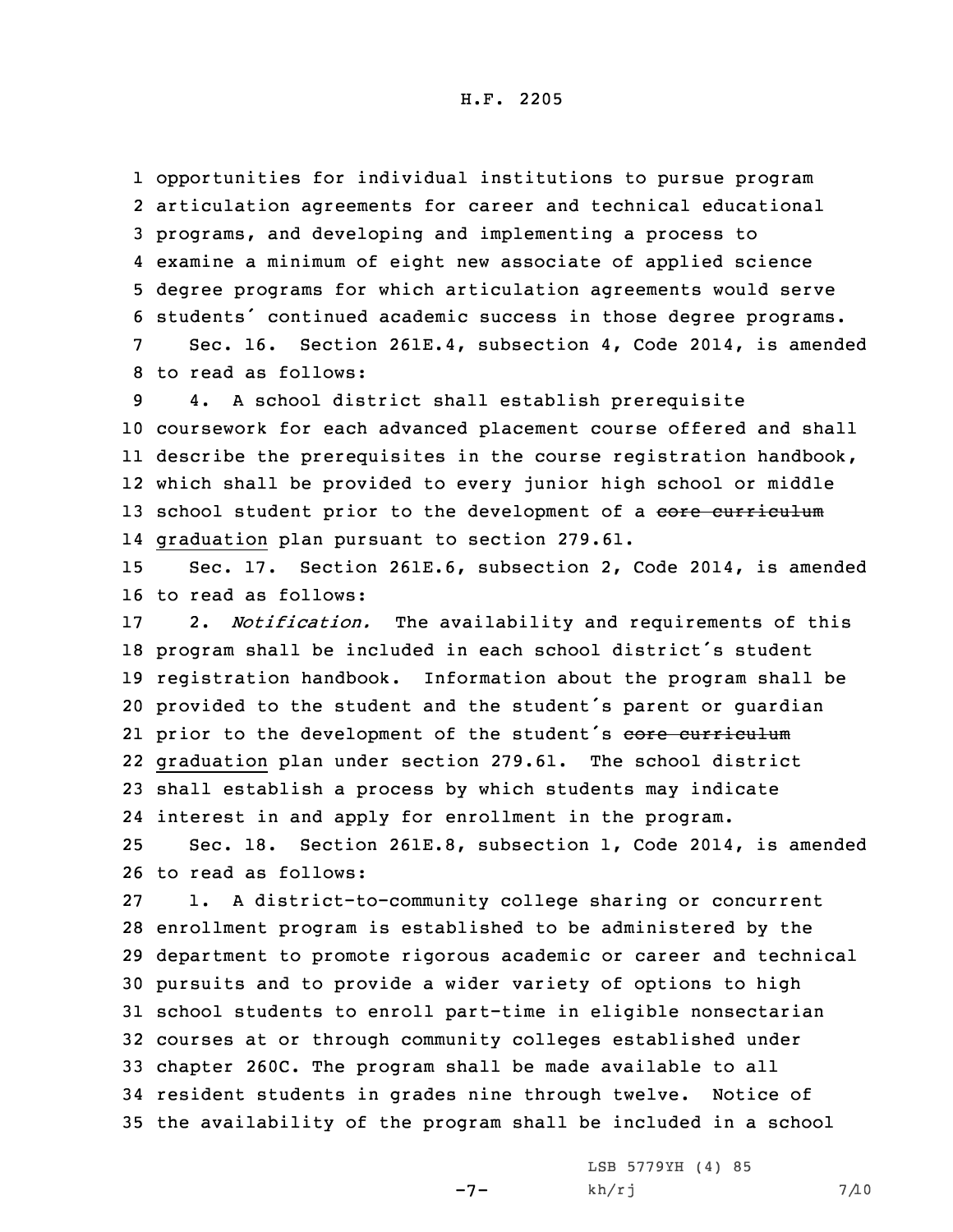opportunities for individual institutions to pursue program articulation agreements for career and technical educational programs, and developing and implementing a process to examine a minimum of eight new associate of applied science degree programs for which articulation agreements would serve students' continued academic success in those degree programs.

Sec. 16. Section 261E.4, subsection 4, Code 2014, is amended to read as follows:

4. A school district shall establish prerequisite coursework for each advanced placement course offered and shall describe the prerequisites in the course registration handbook, which shall be provided to every junior high school or middle school student prior to the development of a ~~core curriculum~~ graduation plan pursuant to section 279.61.

Sec. 17. Section 261E.6, subsection 2, Code 2014, is amended to read as follows:

2. *Notification.* The availability and requirements of this program shall be included in each school district's student registration handbook. Information about the program shall be provided to the student and the student's parent or guardian prior to the development of the student's ~~core curriculum~~ graduation plan under section 279.61. The school district shall establish a process by which students may indicate interest in and apply for enrollment in the program.

Sec. 18. Section 261E.8, subsection 1, Code 2014, is amended to read as follows:

1. A district-to-community college sharing or concurrent enrollment program is established to be administered by the department to promote rigorous academic or career and technical pursuits and to provide a wider variety of options to high school students to enroll part-time in eligible nonsectarian courses at or through community colleges established under chapter 260C. The program shall be made available to all resident students in grades nine through twelve. Notice of the availability of the program shall be included in a school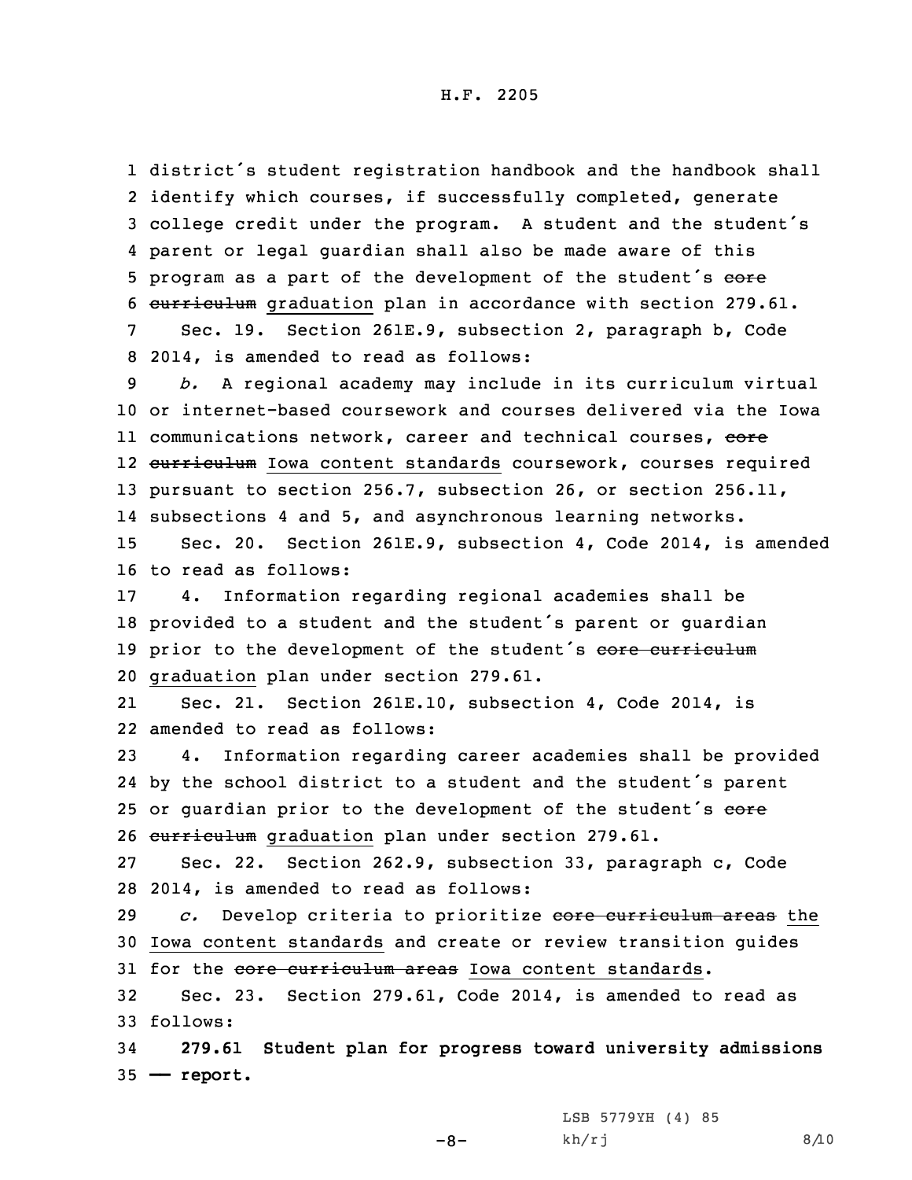district's student registration handbook and the handbook shall identify which courses, if successfully completed, generate college credit under the program. A student and the student's parent or legal guardian shall also be made aware of this program as a part of the development of the student's ~~core curriculum~~ graduation plan in accordance with section 279.61.

Sec. 19. Section 261E.9, subsection 2, paragraph b, Code 2014, is amended to read as follows:

*b.* A regional academy may include in its curriculum virtual or internet-based coursework and courses delivered via the Iowa communications network, career and technical courses, ~~core curriculum~~ Iowa content standards coursework, courses required pursuant to section 256.7, subsection 26, or section 256.11, subsections 4 and 5, and asynchronous learning networks.

Sec. 20. Section 261E.9, subsection 4, Code 2014, is amended to read as follows:

4. Information regarding regional academies shall be provided to a student and the student's parent or guardian prior to the development of the student's ~~core curriculum~~ graduation plan under section 279.61.

Sec. 21. Section 261E.10, subsection 4, Code 2014, is amended to read as follows:

4. Information regarding career academies shall be provided by the school district to a student and the student's parent or guardian prior to the development of the student's ~~core curriculum~~ graduation plan under section 279.61.

Sec. 22. Section 262.9, subsection 33, paragraph c, Code 2014, is amended to read as follows:

*c.* Develop criteria to prioritize ~~core curriculum areas~~ the Iowa content standards and create or review transition guides for the ~~core curriculum areas~~ Iowa content standards.

Sec. 23. Section 279.61, Code 2014, is amended to read as follows:

**279.61 Student plan for progress toward university admissions — report.**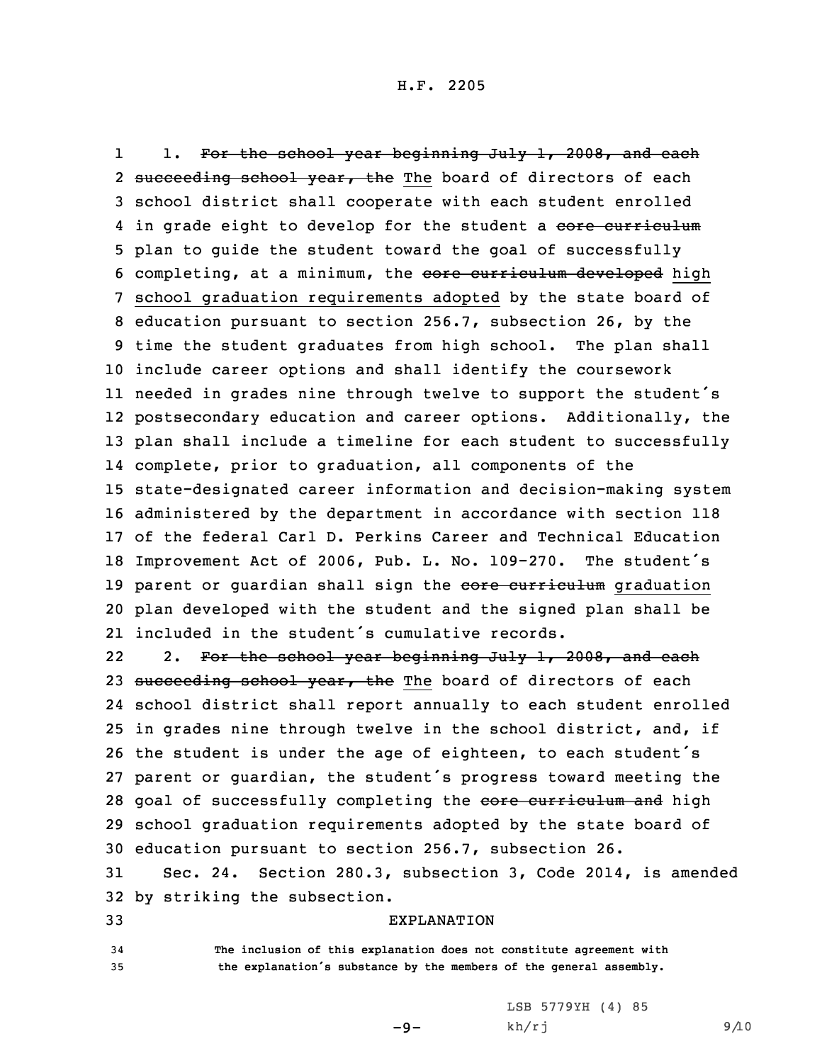1. ~~For the school year beginning July 1, 2008, and each succeeding school year, the~~ The board of directors of each school district shall cooperate with each student enrolled in grade eight to develop for the student a ~~core curriculum~~ plan to guide the student toward the goal of successfully completing, at a minimum, the ~~core curriculum developed~~ high school graduation requirements adopted by the state board of education pursuant to section 256.7, subsection 26, by the time the student graduates from high school. The plan shall include career options and shall identify the coursework needed in grades nine through twelve to support the student's postsecondary education and career options. Additionally, the plan shall include a timeline for each student to successfully complete, prior to graduation, all components of the state-designated career information and decision-making system administered by the department in accordance with section 118 of the federal Carl D. Perkins Career and Technical Education Improvement Act of 2006, Pub. L. No. 109-270. The student's parent or guardian shall sign the ~~core curriculum~~ graduation plan developed with the student and the signed plan shall be included in the student's cumulative records.

2. ~~For the school year beginning July 1, 2008, and each succeeding school year, the~~ The board of directors of each school district shall report annually to each student enrolled in grades nine through twelve in the school district, and, if the student is under the age of eighteen, to each student's parent or guardian, the student's progress toward meeting the goal of successfully completing the ~~core curriculum and~~ high school graduation requirements adopted by the state board of education pursuant to section 256.7, subsection 26.

Sec. 24. Section 280.3, subsection 3, Code 2014, is amended by striking the subsection.

EXPLANATION

**The inclusion of this explanation does not constitute agreement with the explanation's substance by the members of the general assembly.**

LSB 5779YH (4) 85

kh/rj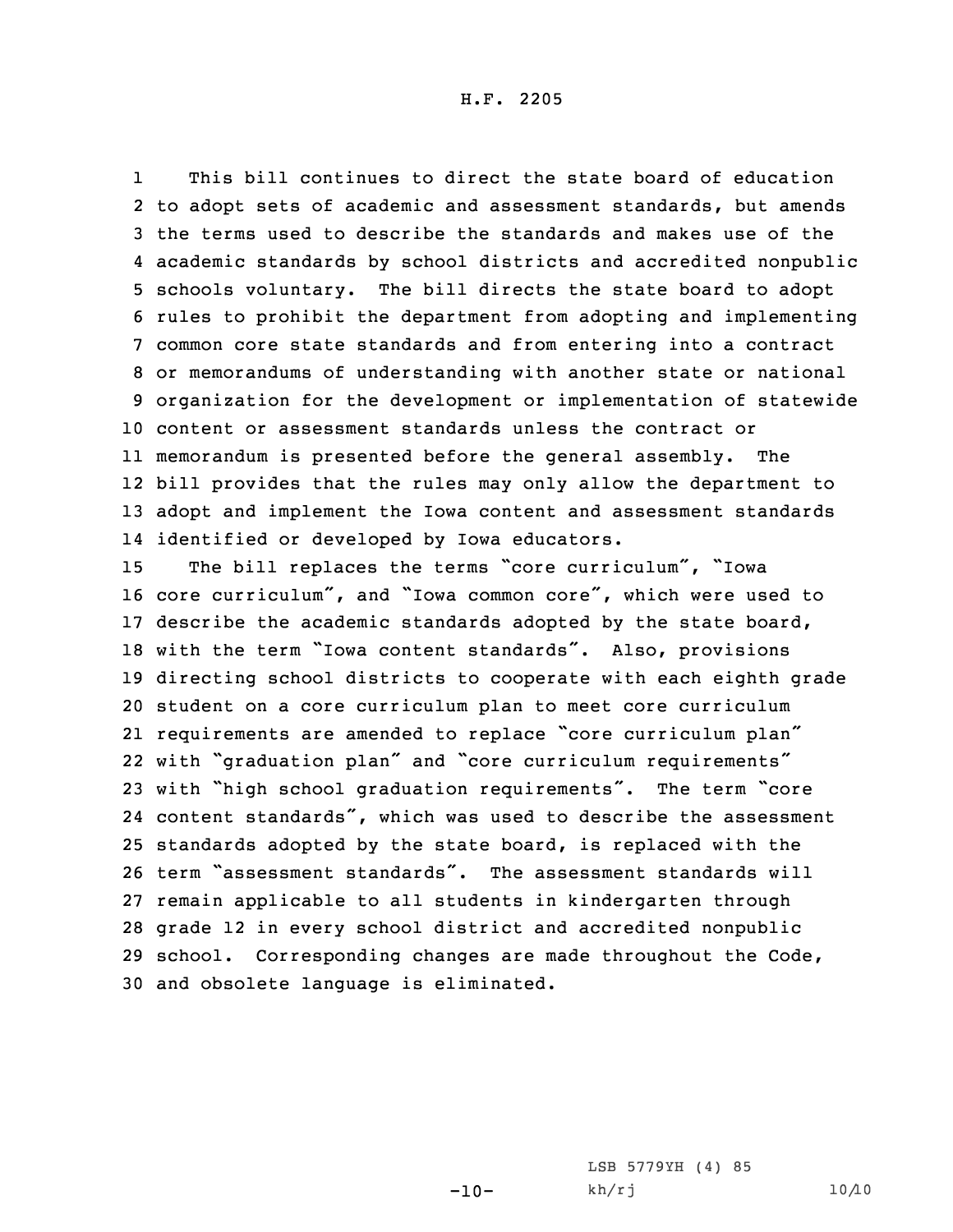This bill continues to direct the state board of education to adopt sets of academic and assessment standards, but amends the terms used to describe the standards and makes use of the academic standards by school districts and accredited nonpublic schools voluntary. The bill directs the state board to adopt rules to prohibit the department from adopting and implementing common core state standards and from entering into a contract or memorandums of understanding with another state or national organization for the development or implementation of statewide content or assessment standards unless the contract or memorandum is presented before the general assembly. The bill provides that the rules may only allow the department to adopt and implement the Iowa content and assessment standards identified or developed by Iowa educators.

The bill replaces the terms "core curriculum", "Iowa core curriculum", and "Iowa common core", which were used to describe the academic standards adopted by the state board, with the term "Iowa content standards". Also, provisions directing school districts to cooperate with each eighth grade student on a core curriculum plan to meet core curriculum requirements are amended to replace "core curriculum plan" with "graduation plan" and "core curriculum requirements" with "high school graduation requirements". The term "core content standards", which was used to describe the assessment standards adopted by the state board, is replaced with the term "assessment standards". The assessment standards will remain applicable to all students in kindergarten through grade 12 in every school district and accredited nonpublic school. Corresponding changes are made throughout the Code, and obsolete language is eliminated.

LSB 5779YH (4) 85
kh/rj